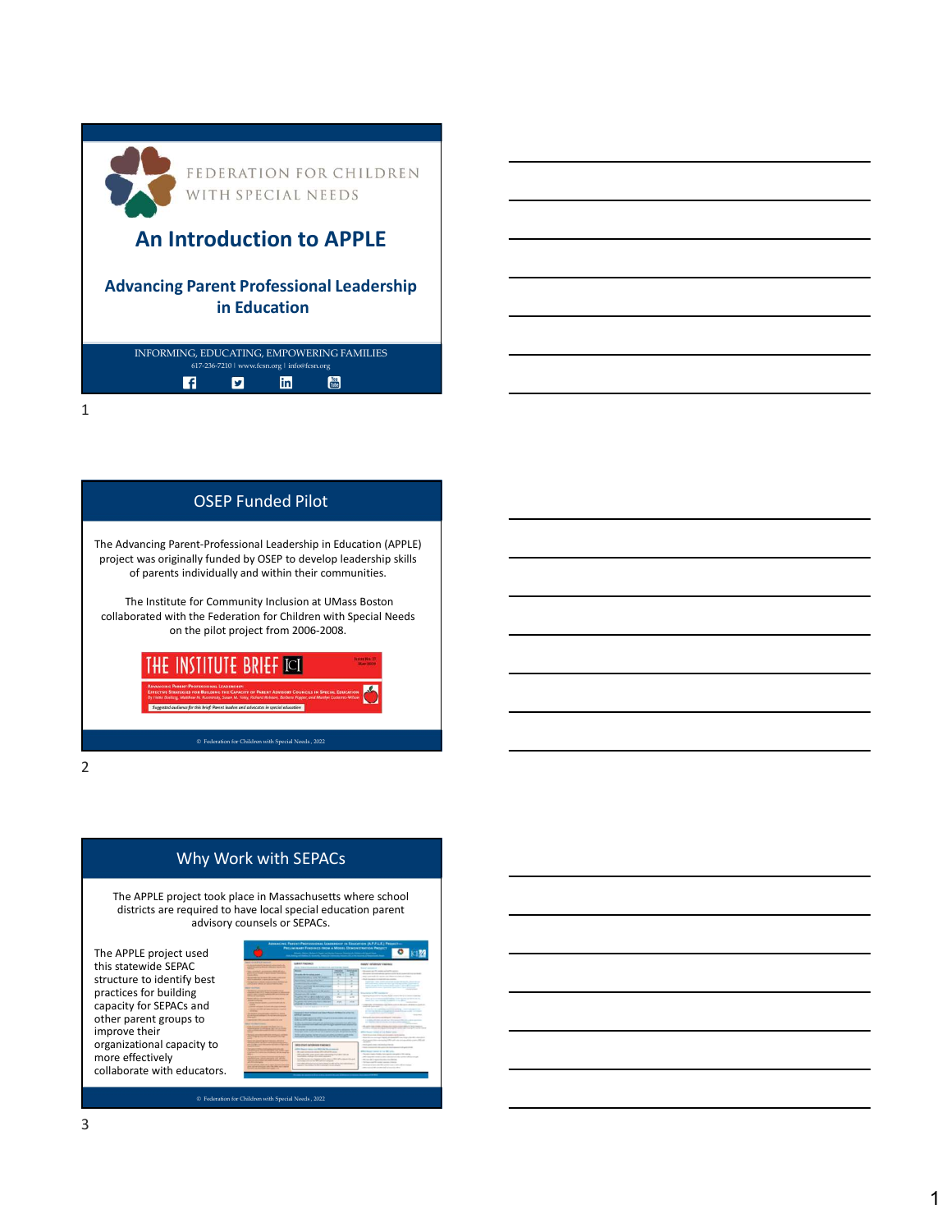FEDERATION FOR CHILDREN WITH SPECIAL NEEDS

# An Introduction to APPLE

## Advancing Parent Professional Leadership in Education

INFORMING, EDUCATING, EMPOWERING FAMILIES

617-236-7210 | www.fcsn.org | info@fcsn.org

## OSEP Funded Pilot

The Advancing Parent-Professional Leadership in Education (APPLE) project was originally funded by OSEP to develop leadership skills of parents individually and within their communities.

The Institute for Community Inclusion at UMass Boston collaborated with the Federation for Children with Special Needs on the pilot project from 2006-2008.

© Federation for Children with Special Needs, 2022

## Why Work with SEPACs

The APPLE project took place in Massachusetts where school districts are required to have local special education parent advisory counsels or SEPACs.

The APPLE project used this statewide SEPAC structure to identify best practices for building capacity for SEPACs and other parent groups to improve their organizational capacity to more effectively collaborate with educators.

© Federation for Children with Special Needs, 2022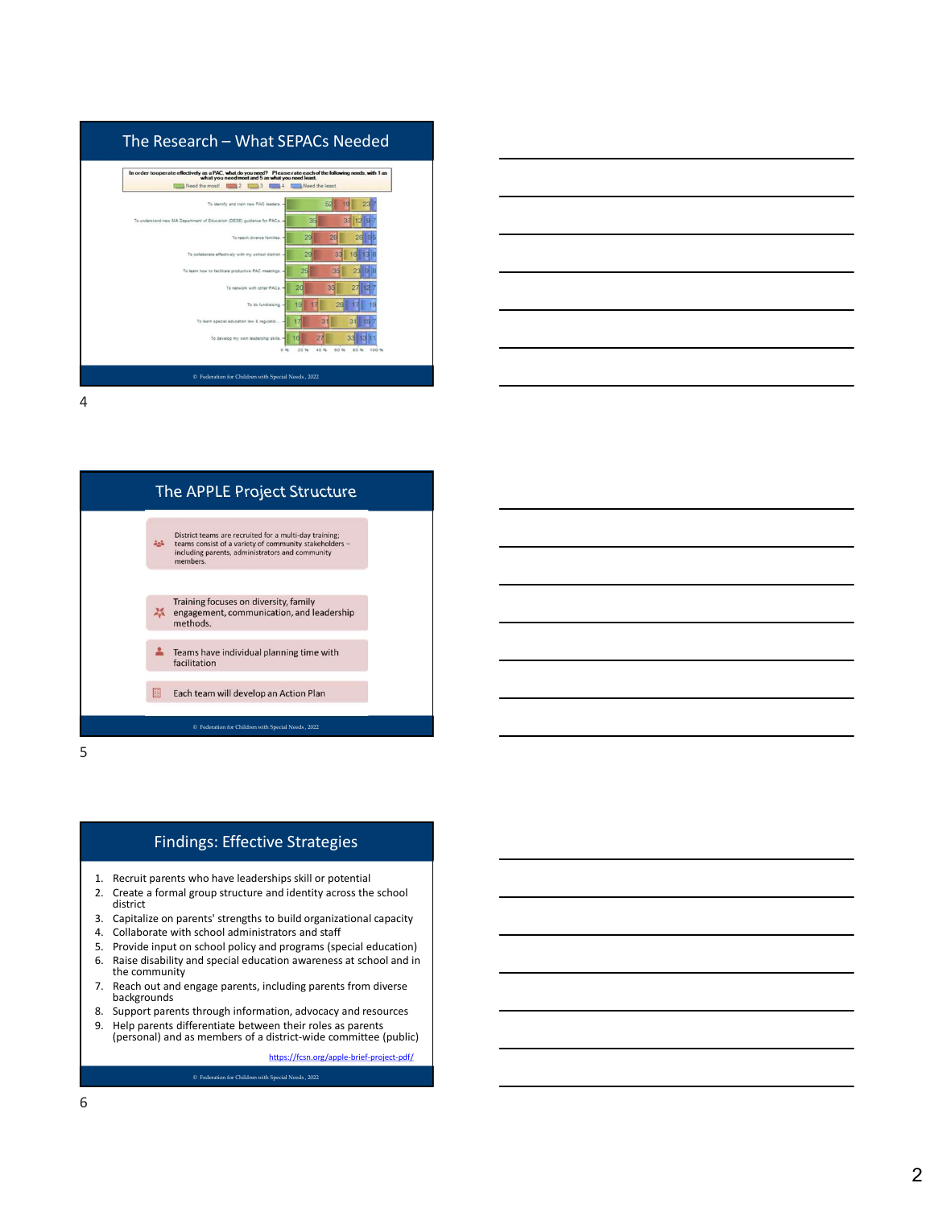## The Research – What SEPACs Needed

In order to operate effectively as a PAC, what do you need? Please rate each of the following needs, with 1 as what you need most and 5 as what you need least.

Need the most! | 2 | 3 | 4 | Need the least

| Need | Need the most! | 2 | 3 | 4 | Need the least |
|---|---|---|---|---|---|
| To identify and train new PAC leaders. | 52 | 19 | 23 | | |
| To understand new MA Department of Education (DESE) guidance for PACs. | 35 | 37 | 12 | 9 | 7 |
| To reach diverse families. | 29 | 28 | 28 | | |
| To collaborate effectively with my school district. | 29 | 33 | 16 | 13 | 8 |
| To learn how to facilitate productive PAC meetings. | 25 | 35 | 23 | | |
| To network with other PACs. | 20 | 35 | 27 | 12 | 7 |
| To do fundraising. | 19 | 17 | 28 | 17 | 19 |
| To learn special education law & regulatio... | 17 | 31 | 31 | 15 | 7 |
| To develop my own leadership skills. | 16 | 27 | 33 | 13 | 11 |

0 % 20 % 40 % 60 % 80 % 100 %

© Federation for Children with Special Needs, 2022

## The APPLE Project Structure

- District teams are recruited for a multi-day training; teams consist of a variety of community stakeholders – including parents, administrators and community members.
- Training focuses on diversity, family engagement, communication, and leadership methods.
- Teams have individual planning time with facilitation
- Each team will develop an Action Plan

© Federation for Children with Special Needs, 2022

## Findings: Effective Strategies

1. Recruit parents who have leaderships skill or potential
2. Create a formal group structure and identity across the school district
3. Capitalize on parents' strengths to build organizational capacity
4. Collaborate with school administrators and staff
5. Provide input on school policy and programs (special education)
6. Raise disability and special education awareness at school and in the community
7. Reach out and engage parents, including parents from diverse backgrounds
8. Support parents through information, advocacy and resources
9. Help parents differentiate between their roles as parents (personal) and as members of a district-wide committee (public)

https://fcsn.org/apple-brief-project-pdf/

© Federation for Children with Special Needs, 2022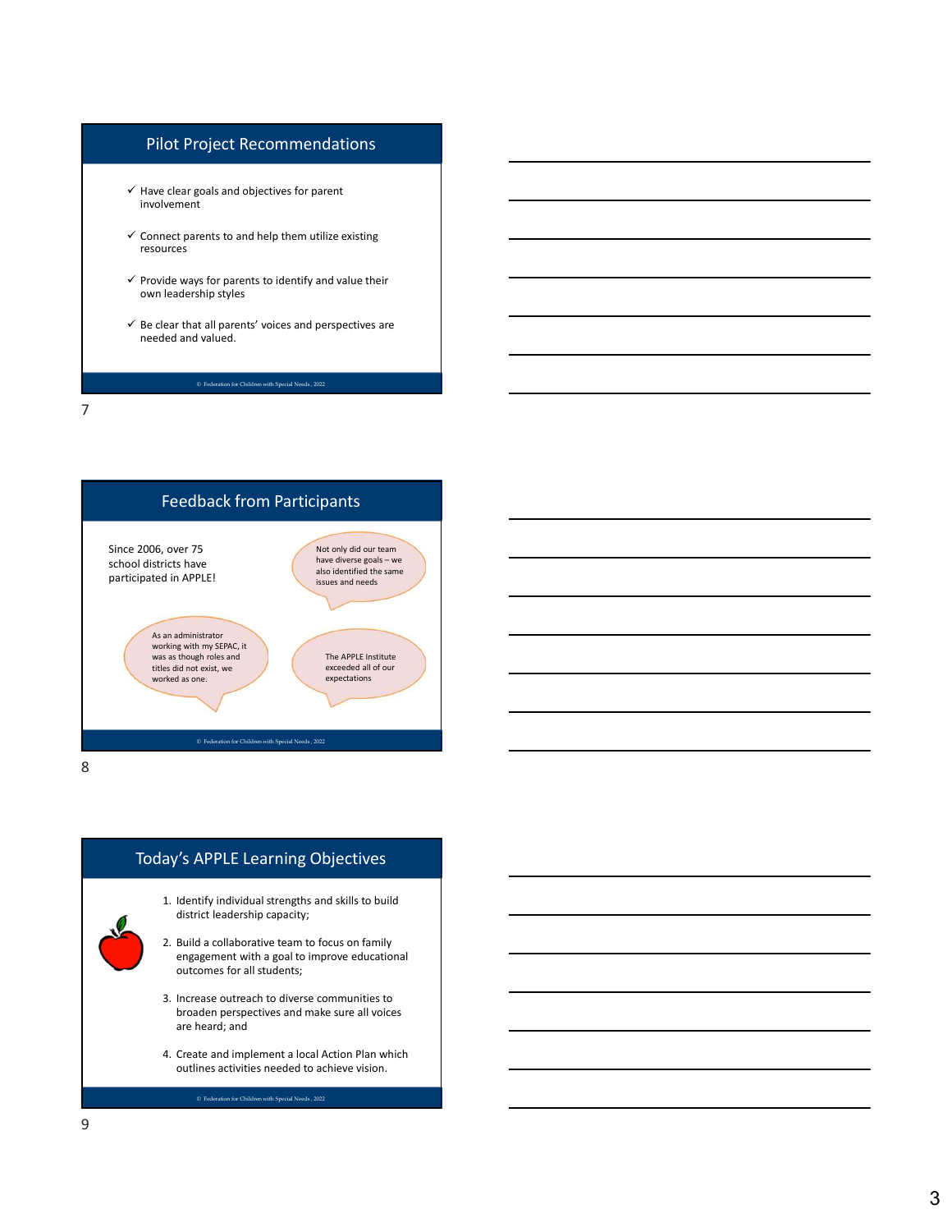## Pilot Project Recommendations

- ✓ Have clear goals and objectives for parent involvement
- ✓ Connect parents to and help them utilize existing resources
- ✓ Provide ways for parents to identify and value their own leadership styles
- ✓ Be clear that all parents' voices and perspectives are needed and valued.

© Federation for Children with Special Needs, 2022

## Feedback from Participants

Since 2006, over 75 school districts have participated in APPLE!

Not only did our team have diverse goals – we also identified the same issues and needs

As an administrator working with my SEPAC, it was as though roles and titles did not exist, we worked as one.

The APPLE Institute exceeded all of our expectations

© Federation for Children with Special Needs, 2022

## Today's APPLE Learning Objectives

1. Identify individual strengths and skills to build district leadership capacity;
2. Build a collaborative team to focus on family engagement with a goal to improve educational outcomes for all students;
3. Increase outreach to diverse communities to broaden perspectives and make sure all voices are heard; and
4. Create and implement a local Action Plan which outlines activities needed to achieve vision.

© Federation for Children with Special Needs, 2022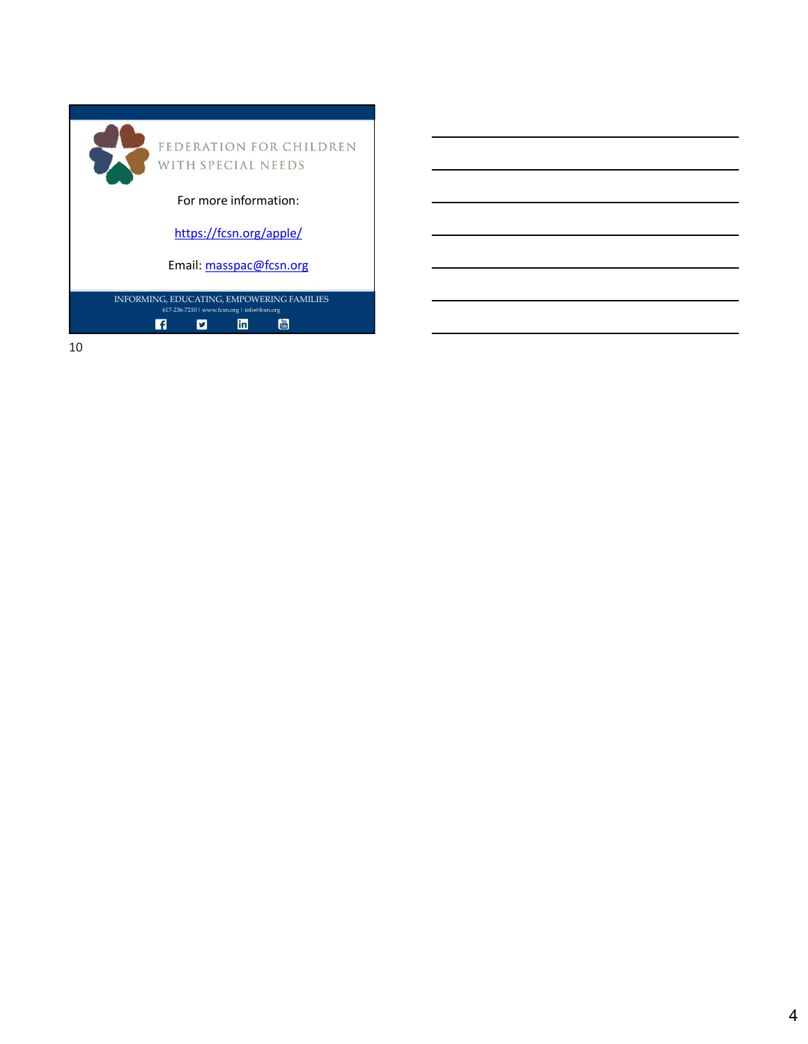FEDERATION FOR CHILDREN WITH SPECIAL NEEDS

For more information:

https://fcsn.org/apple/

Email: masspac@fcsn.org

INFORMING, EDUCATING, EMPOWERING FAMILIES

617-236-7210 | www.fcsn.org | info@fcsn.org

10